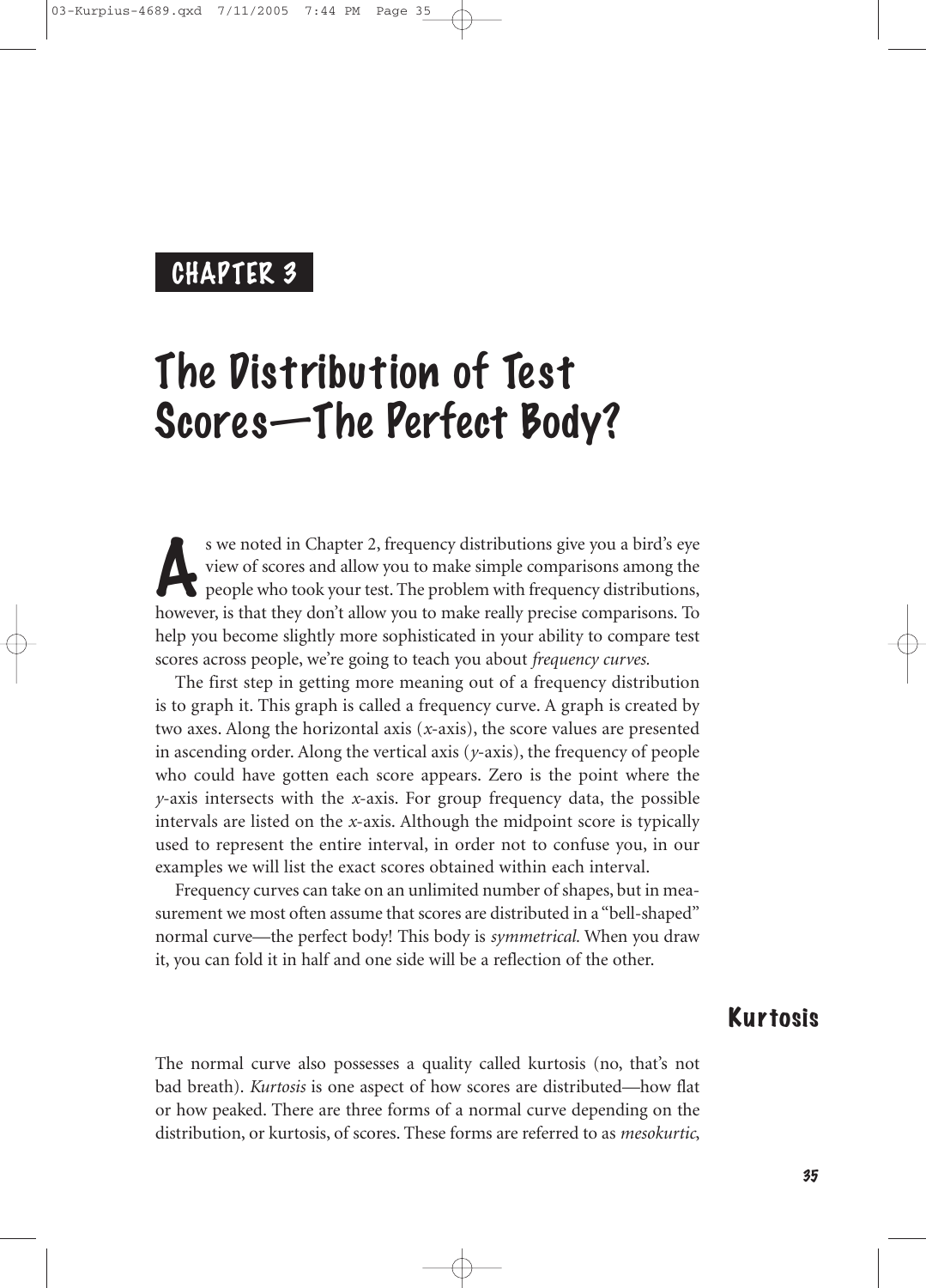## CHAPTER 3

# The Distribution of Test Scores—The Perfect Body?

As we noted in Chapter 2, frequency distributions give you a bird's eye view of scores and allow you to make simple comparisons among the people who took your test. The problem with frequency distributions, however, is that they don't allow you to make really precise comparisons. To help you become slightly more sophisticated in your ability to compare test scores across people, we're going to teach you about *frequency curves.*

The first step in getting more meaning out of a frequency distribution is to graph it. This graph is called a frequency curve. A graph is created by two axes. Along the horizontal axis (*x*-axis), the score values are presented in ascending order. Along the vertical axis (*y*-axis), the frequency of people who could have gotten each score appears. Zero is the point where the *y*-axis intersects with the *x*-axis. For group frequency data, the possible intervals are listed on the *x*-axis. Although the midpoint score is typically used to represent the entire interval, in order not to confuse you, in our examples we will list the exact scores obtained within each interval.

Frequency curves can take on an unlimited number of shapes, but in measurement we most often assume that scores are distributed in a "bell-shaped" normal curve—the perfect body! This body is *symmetrical.* When you draw it, you can fold it in half and one side will be a reflection of the other.

## Kurtosis

The normal curve also possesses a quality called kurtosis (no, that's not bad breath). *Kurtosis* is one aspect of how scores are distributed—how flat or how peaked. There are three forms of a normal curve depending on the distribution, or kurtosis, of scores. These forms are referred to as *mesokurtic,*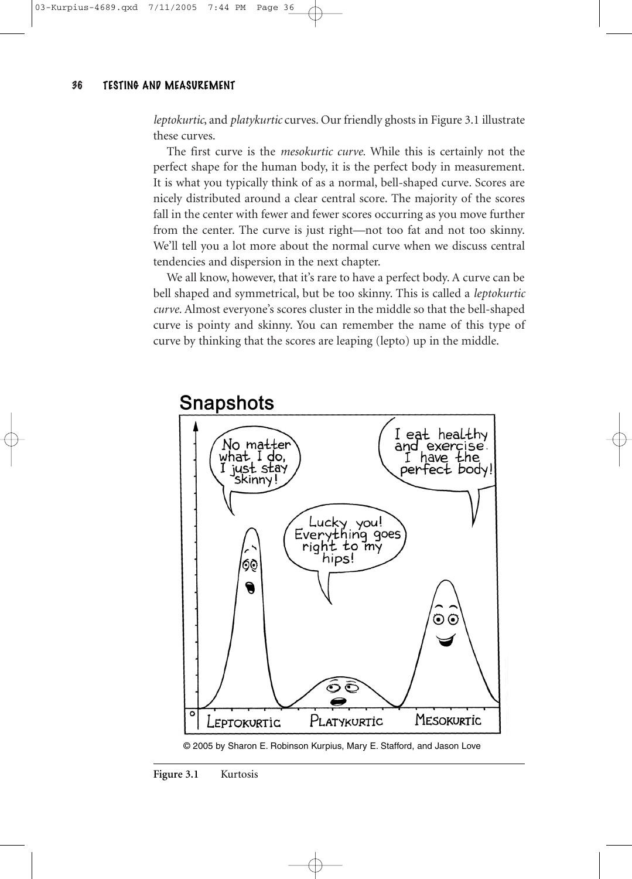*leptokurtic*, and *platykurtic* curves. Our friendly ghosts in Figure 3.1 illustrate these curves.

The first curve is the *mesokurtic curve*. While this is certainly not the perfect shape for the human body, it is the perfect body in measurement. It is what you typically think of as a normal, bell-shaped curve. Scores are nicely distributed around a clear central score. The majority of the scores fall in the center with fewer and fewer scores occurring as you move further from the center. The curve is just right—not too fat and not too skinny. We'll tell you a lot more about the normal curve when we discuss central tendencies and dispersion in the next chapter.

We all know, however, that it's rare to have a perfect body. A curve can be bell shaped and symmetrical, but be too skinny. This is called a *leptokurtic curve*. Almost everyone's scores cluster in the middle so that the bell-shaped curve is pointy and skinny. You can remember the name of this type of curve by thinking that the scores are leaping (lepto) up in the middle.

**Figure 3.1** Kurtosis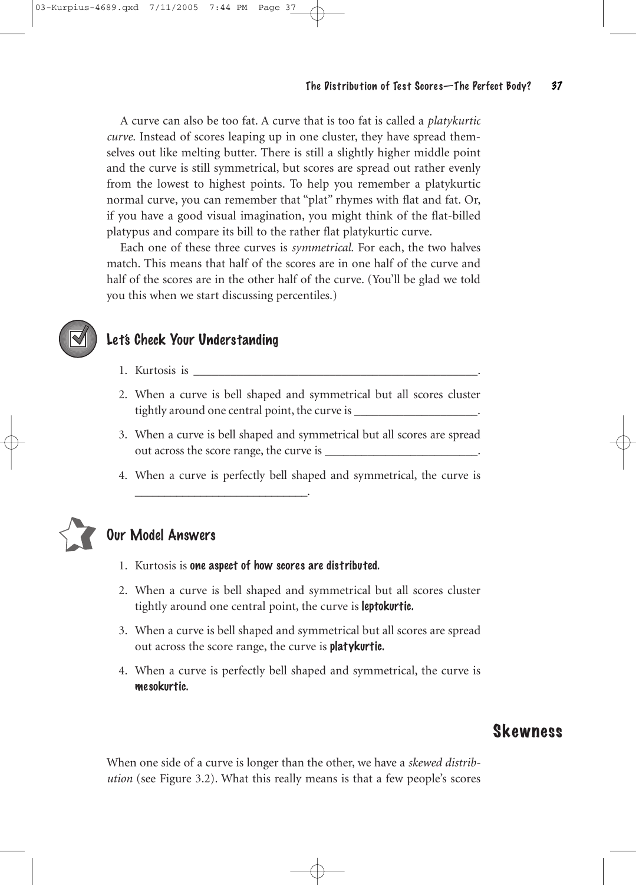A curve can also be too fat. A curve that is too fat is called a *platykurtic curve.* Instead of scores leaping up in one cluster, they have spread themselves out like melting butter. There is still a slightly higher middle point and the curve is still symmetrical, but scores are spread out rather evenly from the lowest to highest points. To help you remember a platykurtic normal curve, you can remember that "plat" rhymes with flat and fat. Or, if you have a good visual imagination, you might think of the flat-billed platypus and compare its bill to the rather flat platykurtic curve.

Each one of these three curves is *symmetrical.* For each, the two halves match. This means that half of the scores are in one half of the curve and half of the scores are in the other half of the curve. (You'll be glad we told you this when we start discussing percentiles.)

### Let's Check Your Understanding

1. Kurtosis is ______________________________________________.
2. When a curve is bell shaped and symmetrical but all scores cluster tightly around one central point, the curve is ____________________.
3. When a curve is bell shaped and symmetrical but all scores are spread out across the score range, the curve is _________________________.
4. When a curve is perfectly bell shaped and symmetrical, the curve is ____________________________.

### Our Model Answers

1. Kurtosis is **one aspect of how scores are distributed.**
2. When a curve is bell shaped and symmetrical but all scores cluster tightly around one central point, the curve is **leptokurtic.**
3. When a curve is bell shaped and symmetrical but all scores are spread out across the score range, the curve is **platykurtic.**
4. When a curve is perfectly bell shaped and symmetrical, the curve is **mesokurtic.**

## Skewness

When one side of a curve is longer than the other, we have a *skewed distribution* (see Figure 3.2). What this really means is that a few people's scores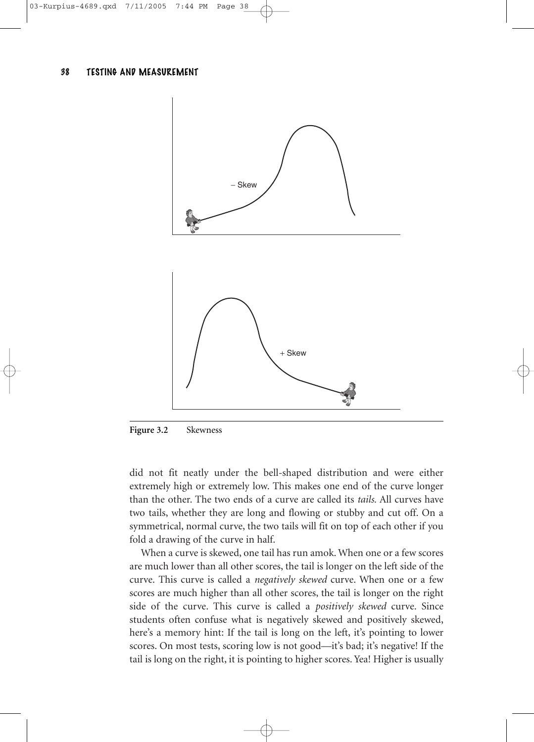− Skew

+ Skew

**Figure 3.2** Skewness

did not fit neatly under the bell-shaped distribution and were either extremely high or extremely low. This makes one end of the curve longer than the other. The two ends of a curve are called its *tails.* All curves have two tails, whether they are long and flowing or stubby and cut off. On a symmetrical, normal curve, the two tails will fit on top of each other if you fold a drawing of the curve in half.

When a curve is skewed, one tail has run amok. When one or a few scores are much lower than all other scores, the tail is longer on the left side of the curve. This curve is called a *negatively skewed* curve. When one or a few scores are much higher than all other scores, the tail is longer on the right side of the curve. This curve is called a *positively skewed* curve. Since students often confuse what is negatively skewed and positively skewed, here's a memory hint: If the tail is long on the left, it's pointing to lower scores. On most tests, scoring low is not good—it's bad; it's negative! If the tail is long on the right, it is pointing to higher scores. Yea! Higher is usually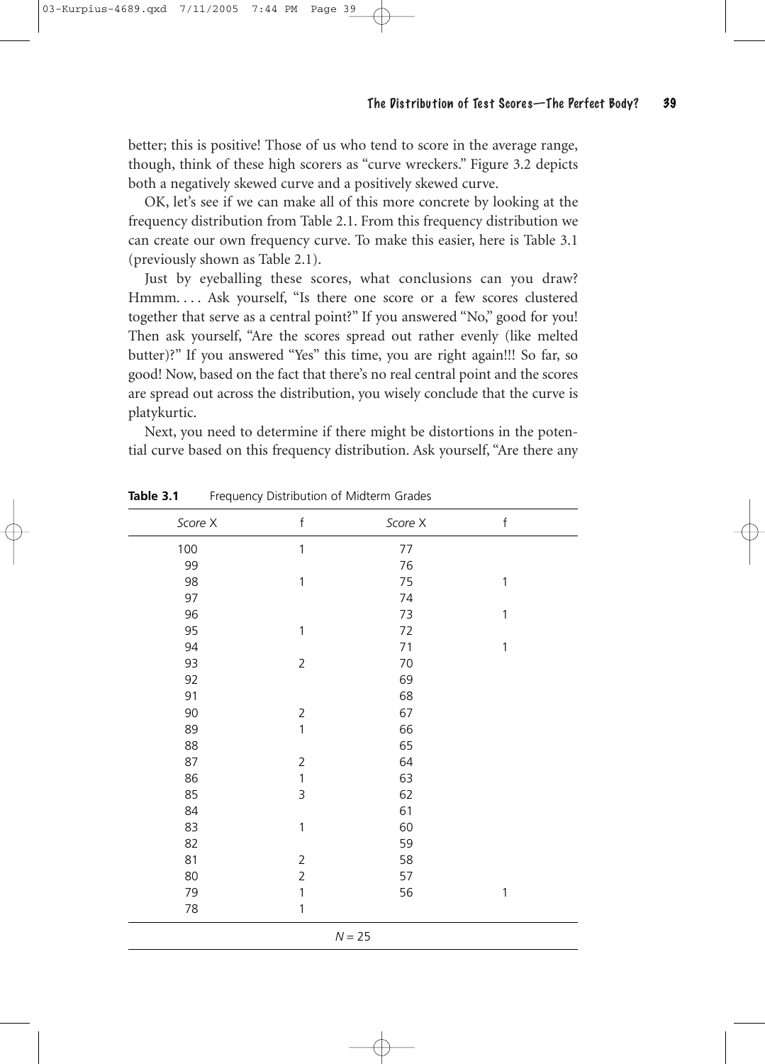better; this is positive! Those of us who tend to score in the average range, though, think of these high scorers as "curve wreckers." Figure 3.2 depicts both a negatively skewed curve and a positively skewed curve.

OK, let's see if we can make all of this more concrete by looking at the frequency distribution from Table 2.1. From this frequency distribution we can create our own frequency curve. To make this easier, here is Table 3.1 (previously shown as Table 2.1).

Just by eyeballing these scores, what conclusions can you draw? Hmmm. . . . Ask yourself, "Is there one score or a few scores clustered together that serve as a central point?" If you answered "No," good for you! Then ask yourself, "Are the scores spread out rather evenly (like melted butter)?" If you answered "Yes" this time, you are right again!!! So far, so good! Now, based on the fact that there's no real central point and the scores are spread out across the distribution, you wisely conclude that the curve is platykurtic.

Next, you need to determine if there might be distortions in the potential curve based on this frequency distribution. Ask yourself, "Are there any

**Table 3.1** Frequency Distribution of Midterm Grades

| *Score X* | f | *Score X* | f |
|---|---|---|---|
| 100 | 1 | 77 | |
| 99 | | 76 | |
| 98 | 1 | 75 | 1 |
| 97 | | 74 | |
| 96 | | 73 | 1 |
| 95 | 1 | 72 | |
| 94 | | 71 | 1 |
| 93 | 2 | 70 | |
| 92 | | 69 | |
| 91 | | 68 | |
| 90 | 2 | 67 | |
| 89 | 1 | 66 | |
| 88 | | 65 | |
| 87 | 2 | 64 | |
| 86 | 1 | 63 | |
| 85 | 3 | 62 | |
| 84 | | 61 | |
| 83 | 1 | 60 | |
| 82 | | 59 | |
| 81 | 2 | 58 | |
| 80 | 2 | 57 | |
| 79 | 1 | 56 | 1 |
| 78 | 1 | | |
| | | $N = 25$ | |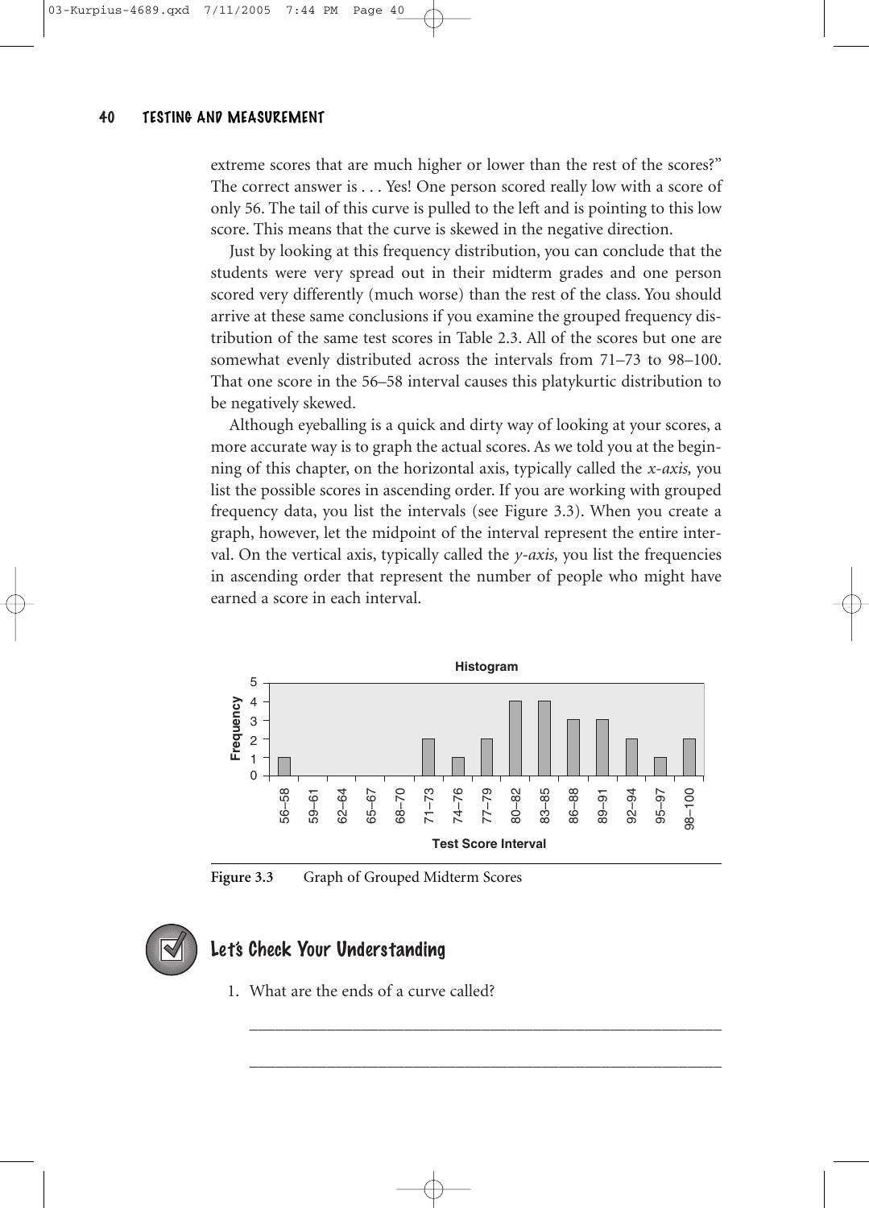extreme scores that are much higher or lower than the rest of the scores?" The correct answer is . . . Yes! One person scored really low with a score of only 56. The tail of this curve is pulled to the left and is pointing to this low score. This means that the curve is skewed in the negative direction.

Just by looking at this frequency distribution, you can conclude that the students were very spread out in their midterm grades and one person scored very differently (much worse) than the rest of the class. You should arrive at these same conclusions if you examine the grouped frequency distribution of the same test scores in Table 2.3. All of the scores but one are somewhat evenly distributed across the intervals from 71–73 to 98–100. That one score in the 56–58 interval causes this platykurtic distribution to be negatively skewed.

Although eyeballing is a quick and dirty way of looking at your scores, a more accurate way is to graph the actual scores. As we told you at the beginning of this chapter, on the horizontal axis, typically called the *x-axis,* you list the possible scores in ascending order. If you are working with grouped frequency data, you list the intervals (see Figure 3.3). When you create a graph, however, let the midpoint of the interval represent the entire interval. On the vertical axis, typically called the *y-axis,* you list the frequencies in ascending order that represent the number of people who might have earned a score in each interval.

**Histogram**

| Test Score Interval | Frequency |
|---|---|
| 56–58 | 1 |
| 59–61 | 0 |
| 62–64 | 0 |
| 65–67 | 0 |
| 68–70 | 0 |
| 71–73 | 2 |
| 74–76 | 1 |
| 77–79 | 2 |
| 80–82 | 4 |
| 83–85 | 4 |
| 86–88 | 3 |
| 89–91 | 3 |
| 92–94 | 2 |
| 95–97 | 1 |
| 98–100 | 2 |

**Figure 3.3** Graph of Grouped Midterm Scores

## Let's Check Your Understanding

1. What are the ends of a curve called?

_______________________________________________

_______________________________________________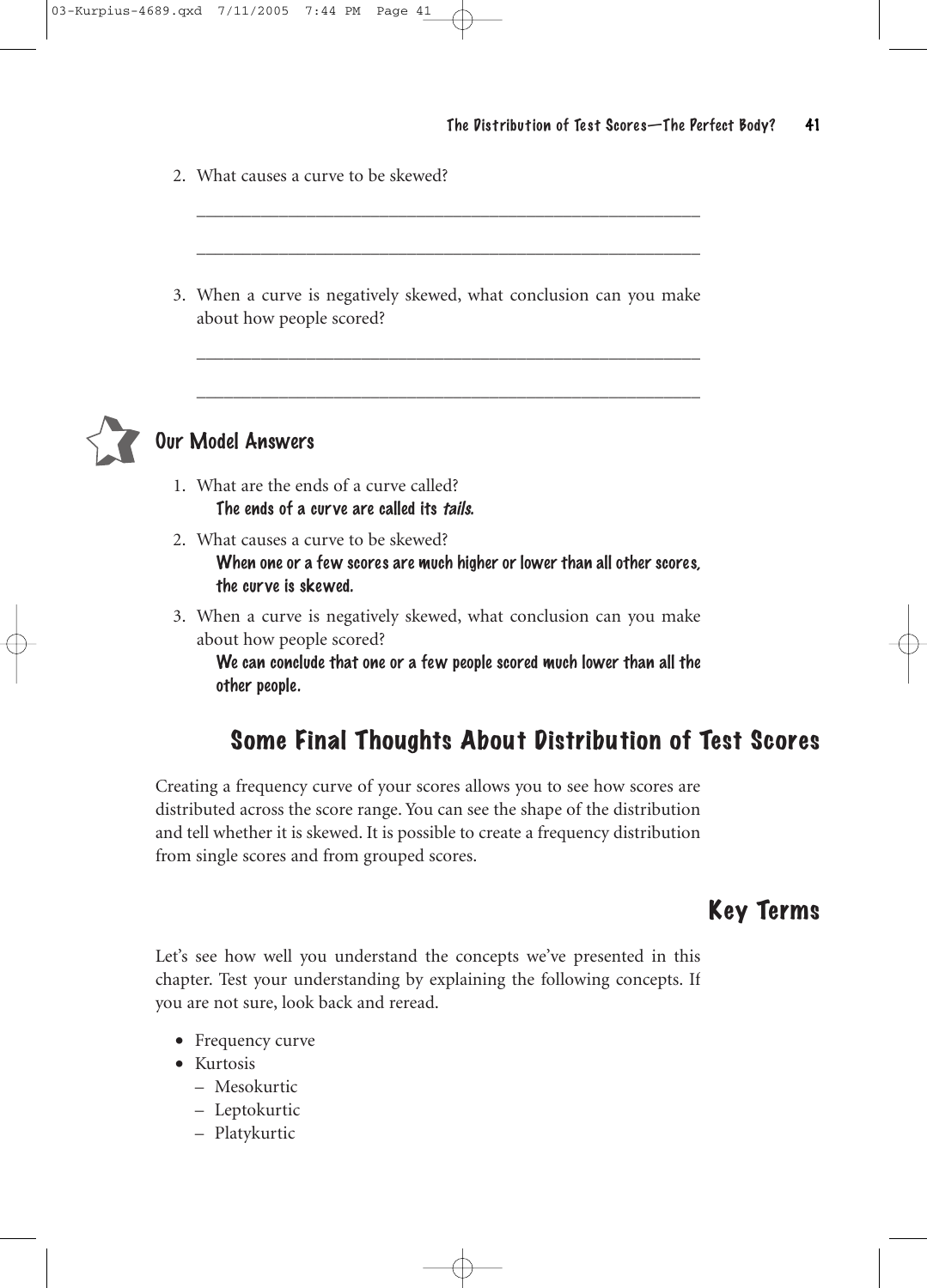2. What causes a curve to be skewed?

_______________________________________________

_______________________________________________

3. When a curve is negatively skewed, what conclusion can you make about how people scored?

_______________________________________________

_______________________________________________

## Our Model Answers

1. What are the ends of a curve called?

   **The ends of a curve are called its *tails*.**

2. What causes a curve to be skewed?

   **When one or a few scores are much higher or lower than all other scores, the curve is skewed.**

3. When a curve is negatively skewed, what conclusion can you make about how people scored?

   **We can conclude that one or a few people scored much lower than all the other people.**

## Some Final Thoughts About Distribution of Test Scores

Creating a frequency curve of your scores allows you to see how scores are distributed across the score range. You can see the shape of the distribution and tell whether it is skewed. It is possible to create a frequency distribution from single scores and from grouped scores.

## Key Terms

Let's see how well you understand the concepts we've presented in this chapter. Test your understanding by explaining the following concepts. If you are not sure, look back and reread.

- Frequency curve
- Kurtosis
  - Mesokurtic
  - Leptokurtic
  - Platykurtic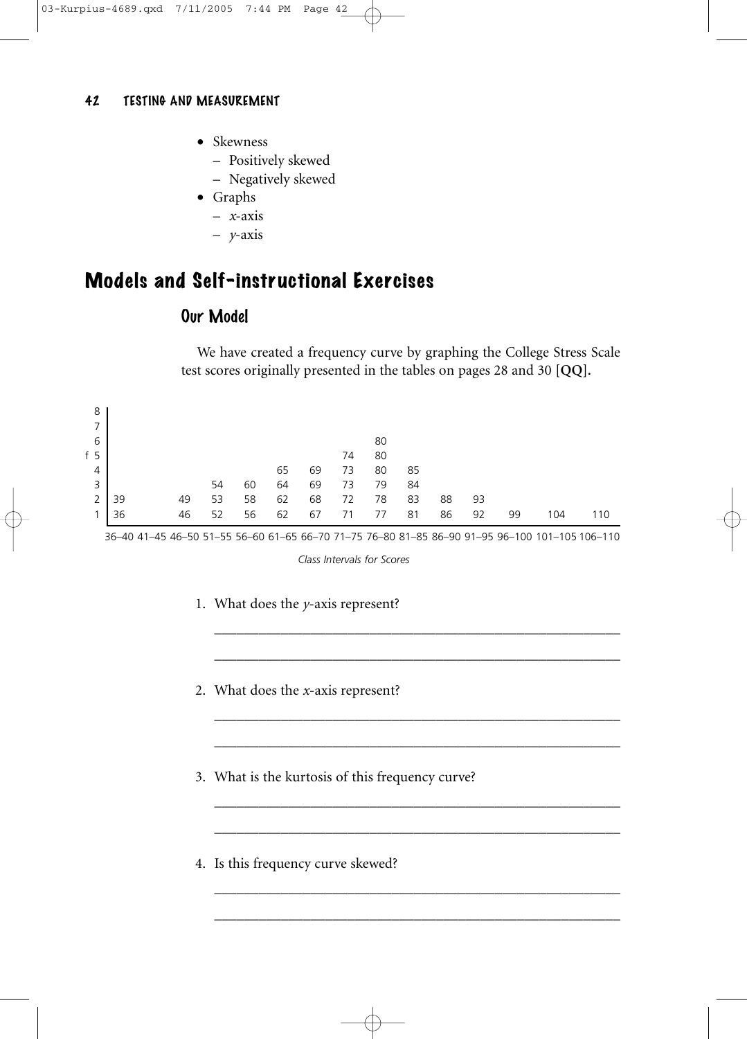- Skewness
  - Positively skewed
  - Negatively skewed
- Graphs
  - *x*-axis
  - *y*-axis

# Models and Self-instructional Exercises

## Our Model

We have created a frequency curve by graphing the College Stress Scale test scores originally presented in the tables on pages 28 and 30 [**QQ**].

| f | 36–40 | 41–45 | 46–50 | 51–55 | 56–60 | 61–65 | 66–70 | 71–75 | 76–80 | 81–85 | 86–90 | 91–95 | 96–100 | 101–105 | 106–110 |
|---|---|---|---|---|---|---|---|---|---|---|---|---|---|---|---|
| 8 | | | | | | | | | | | | | | | |
| 7 | | | | | | | | | | | | | | | |
| 6 | | | | | | | | | 80 | | | | | | |
| 5 | | | | | | | | 74 | 80 | | | | | | |
| 4 | | | | | | 65 | 69 | 73 | 80 | 85 | | | | | |
| 3 | | | | 54 | 60 | 64 | 69 | 73 | 79 | 84 | | | | | |
| 2 | 39 | | 49 | 53 | 58 | 62 | 68 | 72 | 78 | 83 | 88 | 93 | | | |
| 1 | 36 | | 46 | 52 | 56 | 62 | 67 | 71 | 77 | 81 | 86 | 92 | 99 | 104 | 110 |

*Class Intervals for Scores*

1. What does the *y*-axis represent?

___________________________________________________________

___________________________________________________________

2. What does the *x*-axis represent?

___________________________________________________________

___________________________________________________________

3. What is the kurtosis of this frequency curve?

___________________________________________________________

___________________________________________________________

4. Is this frequency curve skewed?

___________________________________________________________

___________________________________________________________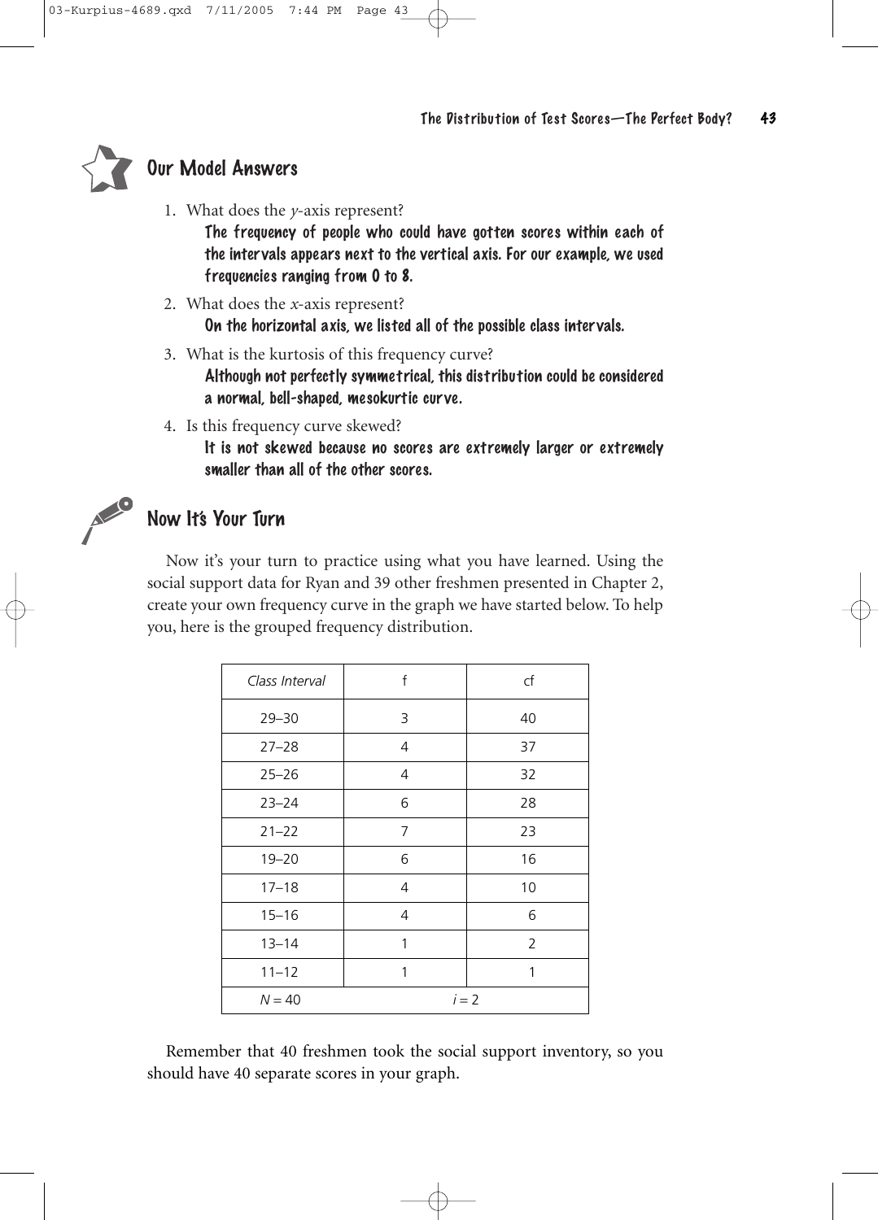## Our Model Answers

1. What does the *y*-axis represent?

   **The frequency of people who could have gotten scores within each of the intervals appears next to the vertical axis. For our example, we used frequencies ranging from 0 to 8.**

2. What does the *x*-axis represent?

   **On the horizontal axis, we listed all of the possible class intervals.**

3. What is the kurtosis of this frequency curve?

   **Although not perfectly symmetrical, this distribution could be considered a normal, bell-shaped, mesokurtic curve.**

4. Is this frequency curve skewed?

   **It is not skewed because no scores are extremely larger or extremely smaller than all of the other scores.**

## Now It's Your Turn

Now it's your turn to practice using what you have learned. Using the social support data for Ryan and 39 other freshmen presented in Chapter 2, create your own frequency curve in the graph we have started below. To help you, here is the grouped frequency distribution.

| *Class Interval* | f | cf |
|---|---|---|
| 29–30 | 3 | 40 |
| 27–28 | 4 | 37 |
| 25–26 | 4 | 32 |
| 23–24 | 6 | 28 |
| 21–22 | 7 | 23 |
| 19–20 | 6 | 16 |
| 17–18 | 4 | 10 |
| 15–16 | 4 | 6 |
| 13–14 | 1 | 2 |
| 11–12 | 1 | 1 |
| *N* = 40 | *i* = 2 | |

Remember that 40 freshmen took the social support inventory, so you should have 40 separate scores in your graph.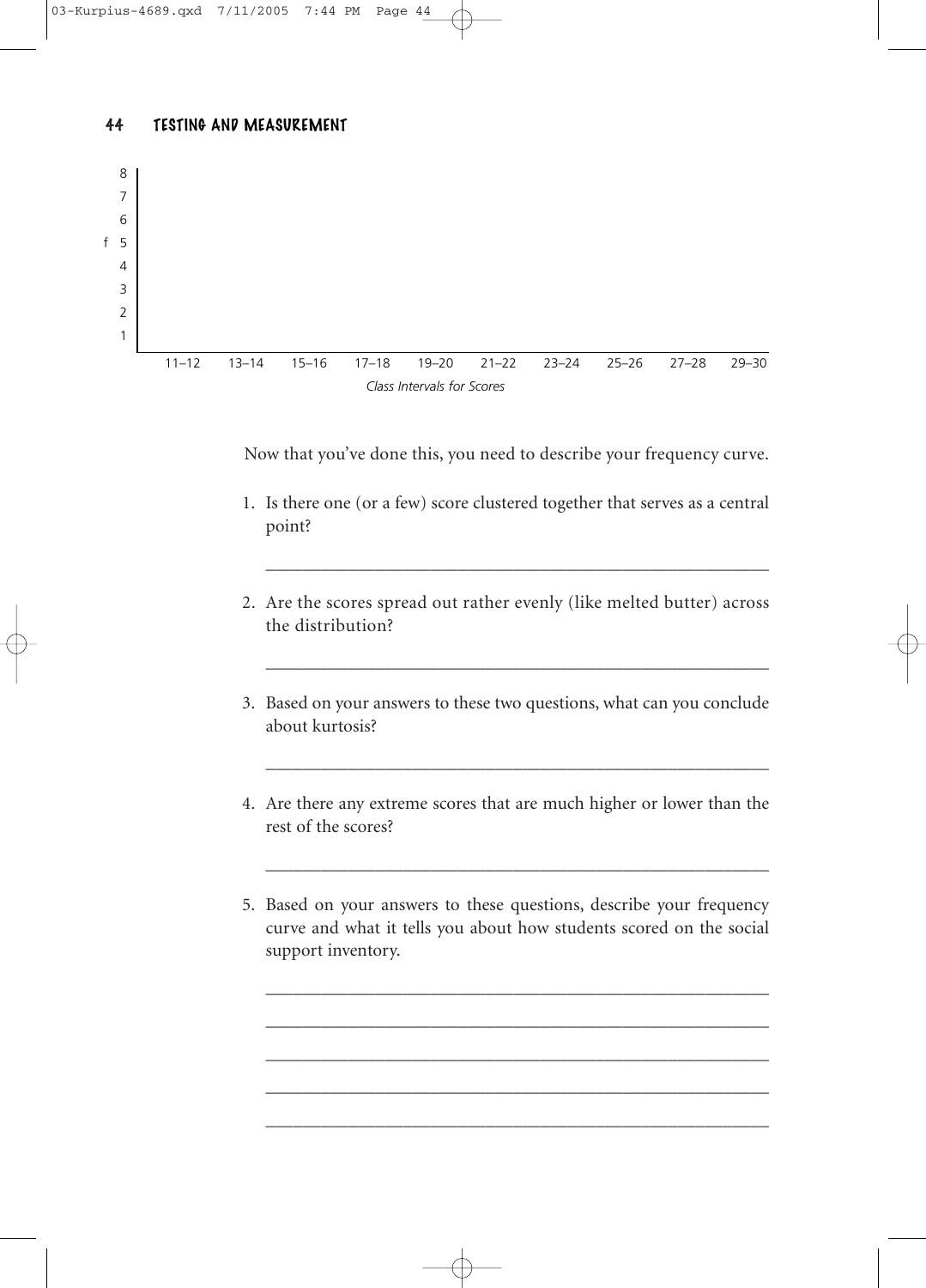| f | | | | | | | | | | |
|---|---|---|---|---|---|---|---|---|---|---|
| 8 | | | | | | | | | | |
| 7 | | | | | | | | | | |
| 6 | | | | | | | | | | |
| 5 | | | | | | | | | | |
| 4 | | | | | | | | | | |
| 3 | | | | | | | | | | |
| 2 | | | | | | | | | | |
| 1 | | | | | | | | | | |
| | 11–12 | 13–14 | 15–16 | 17–18 | 19–20 | 21–22 | 23–24 | 25–26 | 27–28 | 29–30 |

*Class Intervals for Scores*

Now that you've done this, you need to describe your frequency curve.

1. Is there one (or a few) score clustered together that serves as a central point?

   ________________________________________________

2. Are the scores spread out rather evenly (like melted butter) across the distribution?

   ________________________________________________

3. Based on your answers to these two questions, what can you conclude about kurtosis?

   ________________________________________________

4. Are there any extreme scores that are much higher or lower than the rest of the scores?

   ________________________________________________

5. Based on your answers to these questions, describe your frequency curve and what it tells you about how students scored on the social support inventory.

   ________________________________________________

   ________________________________________________

   ________________________________________________

   ________________________________________________

   ________________________________________________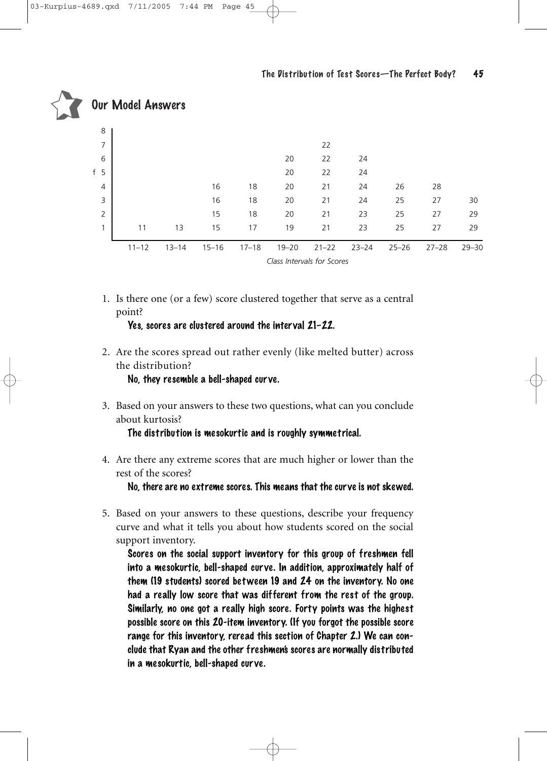## Our Model Answers

| f | 11–12 | 13–14 | 15–16 | 17–18 | 19–20 | 21–22 | 23–24 | 25–26 | 27–28 | 29–30 |
|---|---|---|---|---|---|---|---|---|---|---|
| 8 | | | | | | | | | | |
| 7 | | | | | | 22 | | | | |
| 6 | | | | | 20 | 22 | 24 | | | |
| 5 | | | | | 20 | 22 | 24 | | | |
| 4 | | | 16 | 18 | 20 | 21 | 24 | 26 | 28 | |
| 3 | | | 16 | 18 | 20 | 21 | 24 | 25 | 27 | 30 |
| 2 | | | 15 | 18 | 20 | 21 | 23 | 25 | 27 | 29 |
| 1 | 11 | 13 | 15 | 17 | 19 | 21 | 23 | 25 | 27 | 29 |

*Class Intervals for Scores*

1. Is there one (or a few) score clustered together that serve as a central point?

   **Yes, scores are clustered around the interval 21–22.**

2. Are the scores spread out rather evenly (like melted butter) across the distribution?

   **No, they resemble a bell-shaped curve.**

3. Based on your answers to these two questions, what can you conclude about kurtosis?

   **The distribution is mesokurtic and is roughly symmetrical.**

4. Are there any extreme scores that are much higher or lower than the rest of the scores?

   **No, there are no extreme scores. This means that the curve is not skewed.**

5. Based on your answers to these questions, describe your frequency curve and what it tells you about how students scored on the social support inventory.

   **Scores on the social support inventory for this group of freshmen fell into a mesokurtic, bell-shaped curve. In addition, approximately half of them (19 students) scored between 19 and 24 on the inventory. No one had a really low score that was different from the rest of the group. Similarly, no one got a really high score. Forty points was the highest possible score on this 20-item inventory. (If you forgot the possible score range for this inventory, reread this section of Chapter 2.) We can conclude that Ryan and the other freshmen's scores are normally distributed in a mesokurtic, bell-shaped curve.**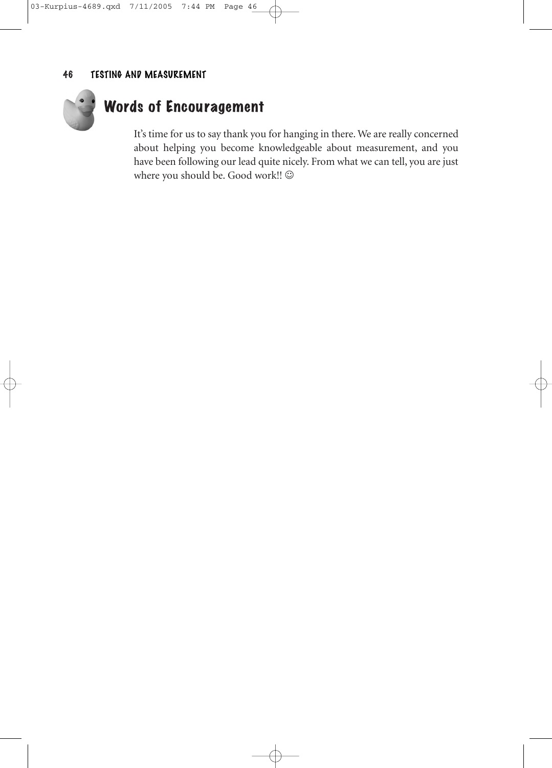## Words of Encouragement

It's time for us to say thank you for hanging in there. We are really concerned about helping you become knowledgeable about measurement, and you have been following our lead quite nicely. From what we can tell, you are just where you should be. Good work!! ☺